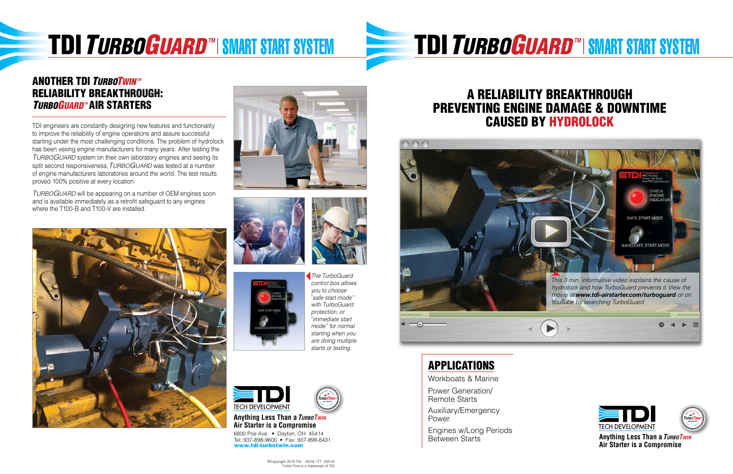# TDI *TURBOGUARD™* | SMART START SYSTEM

## ANOTHER TDI *TURBOTWIN™* RELIABILITY BREAKTHROUGH: *TURBOGUARD™* AIR STARTERS

TDI engineers are constantly designing new features and functionality to improve the reliability of engine operations and assure successful starting under the most challenging conditions. The problem of hydrolock has been vexing engine manufacturers for many years. After testing the *TURBOGUARD* system on their own laboratory engines and seeing its split second responsiveness, *TURBOGUARD* was tested at a number of engine manufacturers laboratories around the world. The test results proved 100% positive at every location.

*TURBOGUARD* will be appearing on a number of OEM engines soon and is available immediately as a retrofit safeguard to any engines where the T100-B and T100-V are installed.

*The TurboGuard control box allows you to choose "safe start mode" with TurboGuard protection, or "immediate start mode" for normal starting when you are doing multiple starts or testing.*

TDI TECH DEVELOPMENT

**Anything Less Than a *TURBOTWIN* Air Starter is a Compromise**

6800 Poe Ave. • Dayton, OH 45414
Tel: 937-898-9600 • Fax: 937-898-8431
**www.tdi-turbotwin.com**

©Copyright 2016 TDI AN16-177 3/2016
*TURBOTWIN* is a trademark of TDI

# TDI *TURBOGUARD™* | SMART START SYSTEM

## A RELIABILITY BREAKTHROUGH PREVENTING ENGINE DAMAGE & DOWNTIME CAUSED BY HYDROLOCK

*This 3 min. informative video explains the cause of hydrolock and how TurboGuard prevents it. View the movie at **www.tdi-airstarter.com/turboguard** or on YouTube by searching TurboGuard*

## APPLICATIONS

- Workboats & Marine
- Power Generation/ Remote Starts
- Auxiliary/Emergency Power
- Engines w/Long Periods Between Starts

TDI TECH DEVELOPMENT

**Anything Less Than a *TURBOTWIN* Air Starter is a Compromise**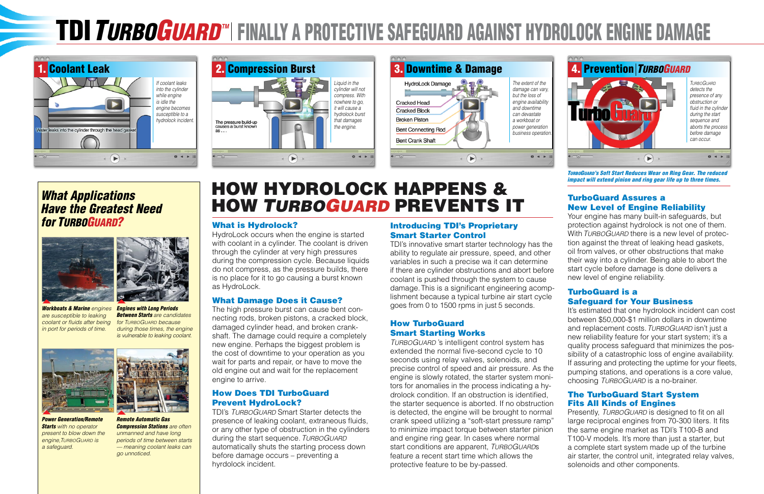# TDI TURBOGUARD™ | FINALLY A PROTECTIVE SAFEGUARD AGAINST HYDROLOCK ENGINE DAMAGE

## 1. Coolant Leak

Water leaks into the cylinder through the head gasket

*If coolant leaks into the cylinder while engine is idle the engine becomes susceptible to a hydrolock incident.*

## 2. Compression Burst

The pressure build-up causes a burst known as . . .

*Liquid in the cylinder will not compress. With nowhere to go, it will cause a hydrolock burst that damages the engine.*

## 3. Downtime & Damage

HydroLock Damage

Cracked Head

Cracked Block

Broken Piston

Bent Connecting Rod

Bent Crank Shaft

*The extent of the damage can vary, but the loss of engine availability and downtime can devastate a workboat or power generation business operation.*

## 4. Prevention | TURBOGUARD

*TURBOGUARD detects the presence of any obstruction or fluid in the cylinder during the start sequence and aborts the process before damage can occur.*

***TURBOGUARD's Soft Start Reduces Wear on Ring Gear. The reduced impact will extend pinion and ring gear life up to three times.***

## What Applications Have the Greatest Need for TURBOGUARD?

***Workboats & Marine** engines are susceptible to leaking coolant or fluids after being in port for periods of time.*

***Engines with Long Periods Between Starts** are candidates for TURBOGUARD because during those times, the engine is vulnerable to leaking coolant.*

***Power Generation/Remote Starts** with no operator present to blow down the engine, TURBOGUARD is a safeguard.*

***Remote Automatic Gas Compression Stations** are often unmanned and have long periods of time between starts — meaning coolant leaks can go unnoticed.*

# HOW HYDROLOCK HAPPENS & HOW TURBOGUARD PREVENTS IT

### What is Hydrolock?

HydroLock occurs when the engine is started with coolant in a cylinder. The coolant is driven through the cylinder at very high pressures during the compression cycle. Because liquids do not compress, as the pressure builds, there is no place for it to go causing a burst known as HydroLock.

### What Damage Does it Cause?

The high pressure burst can cause bent connecting rods, broken pistons, a cracked block, damaged cylinder head, and broken crankshaft. The damage could require a completely new engine. Perhaps the biggest problem is the cost of downtime to your operation as you wait for parts and repair, or have to move the old engine out and wait for the replacement engine to arrive.

### How Does TDI TurboGuard Prevent HydroLock?

TDI's *TURBOGUARD* Smart Starter detects the presence of leaking coolant, extraneous fluids, or any other type of obstruction in the cylinders during the start sequence. *TURBOGUARD* automatically shuts the starting process down before damage occurs – preventing a hyrdolock incident.

### Introducing TDI's Proprietary Smart Starter Control

TDI's innovative smart starter technology has the ability to regulate air pressure, speed, and other variables in such a precise wa it can determine if there are cylinder obstructions and abort before coolant is pushed through the system to cause damage. This is a significant engineering accomplishment because a typical turbine air start cycle goes from 0 to 1500 rpms in just 5 seconds.

### How TurboGuard Smart Starting Works

*TURBOGUARD* 's intelligent control system has extended the normal five-second cycle to 10 seconds using relay valves, solenoids, and precise control of speed and air pressure. As the engine is slowly rotated, the starter system monitors for anomalies in the process indicating a hydrolock condition. If an obstruction is identified, the starter sequence is aborted. If no obstruction is detected, the engine will be brought to normal crank speed utilizing a "soft-start pressure ramp" to minimize impact torque between starter pinion and engine ring gear. In cases where normal start conditions are apparent, *TURBOGUARDs* feature a recent start time which allows the protective feature to be by-passed.

### TurboGuard Assures a New Level of Engine Reliability

Your engine has many built-in safeguards, but protection against hydrolock is not one of them. With *TURBOGUARD* there is a new level of protection against the threat of leaking head gaskets, oil from valves, or other obstructions that make their way into a cylinder. Being able to abort the start cycle before damage is done delivers a new level of engine reliability.

### TurboGuard is a Safeguard for Your Business

It's estimated that one hydrolock incident can cost between $50,000-$1 million dollars in downtime and replacement costs. *TURBOGUARD* isn't just a new reliability feature for your start system; it's a quality process safeguard that minimizes the possibility of a catastrophic loss of engine availability. If assuring and protecting the uptime for your fleets, pumping stations, and operations is a core value, choosing *TURBOGUARD* is a no-brainer.

### The TurboGuard Start System Fits All Kinds of Engines

Presently, *TURBOGUARD* is designed to fit on all large reciprocal engines from 70-300 liters. It fits the same engine market as TDI's T100-B and T100-V models. It's more than just a starter, but a complete start system made up of the turbine air starter, the control unit, integrated relay valves, solenoids and other components.